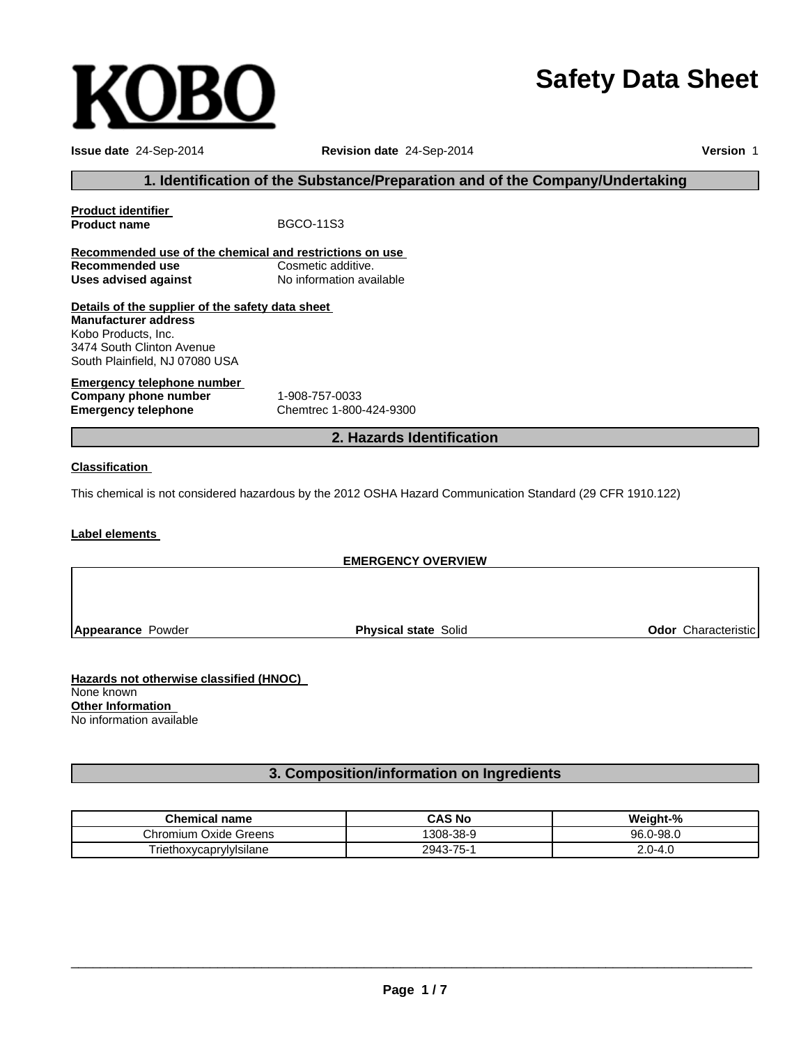KOBO

# Safety Data Sheet

**Issue date** 24-Sep-2014 **Revision date** 24-Sep-2014 **Version** 1

## 1. Identification of the Substance/Preparation and of the Company/Undertaking

**Product identifier**

**Product name** BGCO-11S3

**Recommended use of the chemical and restrictions on use**

**Recommended use** Cosmetic additive.

**Uses advised against** No information available

**Details of the supplier of the safety data sheet**

**Manufacturer address**

Kobo Products, Inc.
3474 South Clinton Avenue
South Plainfield, NJ 07080 USA

**Emergency telephone number**

**Company phone number** 1-908-757-0033

**Emergency telephone** Chemtrec 1-800-424-9300

## 2. Hazards Identification

**Classification**

This chemical is not considered hazardous by the 2012 OSHA Hazard Communication Standard (29 CFR 1910.122)

**Label elements**

**EMERGENCY OVERVIEW**

**Appearance** Powder **Physical state** Solid **Odor** Characteristic

**Hazards not otherwise classified (HNOC)**

None known

**Other Information**

No information available

## 3. Composition/information on Ingredients

| Chemical name | CAS No | Weight-% |
|---|---|---|
| Chromium Oxide Greens | 1308-38-9 | 96.0-98.0 |
| Triethoxycaprylylsilane | 2943-75-1 | 2.0-4.0 |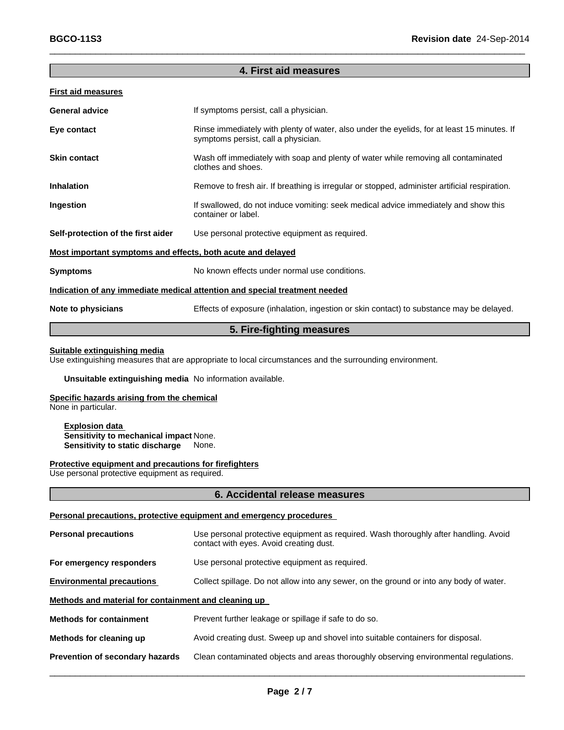## 4. First aid measures

### First aid measures

| | |
|---|---|
| **General advice** | If symptoms persist, call a physician. |
| **Eye contact** | Rinse immediately with plenty of water, also under the eyelids, for at least 15 minutes. If symptoms persist, call a physician. |
| **Skin contact** | Wash off immediately with soap and plenty of water while removing all contaminated clothes and shoes. |
| **Inhalation** | Remove to fresh air. If breathing is irregular or stopped, administer artificial respiration. |
| **Ingestion** | If swallowed, do not induce vomiting: seek medical advice immediately and show this container or label. |
| **Self-protection of the first aider** | Use personal protective equipment as required. |

### Most important symptoms and effects, both acute and delayed

| | |
|---|---|
| **Symptoms** | No known effects under normal use conditions. |

### Indication of any immediate medical attention and special treatment needed

| | |
|---|---|
| **Note to physicians** | Effects of exposure (inhalation, ingestion or skin contact) to substance may be delayed. |

## 5. Fire-fighting measures

### Suitable extinguishing media

Use extinguishing measures that are appropriate to local circumstances and the surrounding environment.

**Unsuitable extinguishing media** No information available.

### Specific hazards arising from the chemical

None in particular.

**Explosion data**
**Sensitivity to mechanical impact** None.
**Sensitivity to static discharge** None.

### Protective equipment and precautions for firefighters

Use personal protective equipment as required.

## 6. Accidental release measures

### Personal precautions, protective equipment and emergency procedures

| | |
|---|---|
| **Personal precautions** | Use personal protective equipment as required. Wash thoroughly after handling. Avoid contact with eyes. Avoid creating dust. |
| **For emergency responders** | Use personal protective equipment as required. |
| **Environmental precautions** | Collect spillage. Do not allow into any sewer, on the ground or into any body of water. |

### Methods and material for containment and cleaning up

| | |
|---|---|
| **Methods for containment** | Prevent further leakage or spillage if safe to do so. |
| **Methods for cleaning up** | Avoid creating dust. Sweep up and shovel into suitable containers for disposal. |
| **Prevention of secondary hazards** | Clean contaminated objects and areas thoroughly observing environmental regulations. |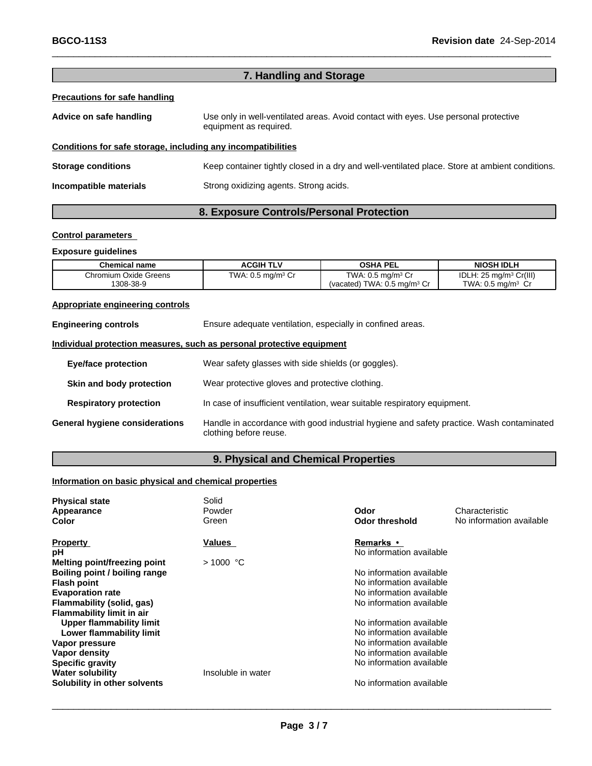## 7. Handling and Storage

**Precautions for safe handling**

**Advice on safe handling** Use only in well-ventilated areas. Avoid contact with eyes. Use personal protective equipment as required.

**Conditions for safe storage, including any incompatibilities**

**Storage conditions** Keep container tightly closed in a dry and well-ventilated place. Store at ambient conditions.

**Incompatible materials** Strong oxidizing agents. Strong acids.

## 8. Exposure Controls/Personal Protection

**Control parameters**

**Exposure guidelines**

| Chemical name | ACGIH TLV | OSHA PEL | NIOSH IDLH |
|---|---|---|---|
| Chromium Oxide Greens<br>1308-38-9 | TWA: 0.5 mg/m³ Cr | TWA: 0.5 mg/m³ Cr<br>(vacated) TWA: 0.5 mg/m³ Cr | IDLH: 25 mg/m³ Cr(III)<br>TWA: 0.5 mg/m³ Cr |

**Appropriate engineering controls**

**Engineering controls** Ensure adequate ventilation, especially in confined areas.

**Individual protection measures, such as personal protective equipment**

**Eye/face protection** Wear safety glasses with side shields (or goggles).

**Skin and body protection** Wear protective gloves and protective clothing.

**Respiratory protection** In case of insufficient ventilation, wear suitable respiratory equipment.

**General hygiene considerations** Handle in accordance with good industrial hygiene and safety practice. Wash contaminated clothing before reuse.

## 9. Physical and Chemical Properties

**Information on basic physical and chemical properties**

**Physical state** Solid
**Appearance** Powder
**Color** Green
**Odor** Characteristic
**Odor threshold** No information available

| Property | Values | Remarks • |
|---|---|---|
| **pH** | | No information available |
| **Melting point/freezing point** | > 1000 °C | |
| **Boiling point / boiling range** | | No information available |
| **Flash point** | | No information available |
| **Evaporation rate** | | No information available |
| **Flammability (solid, gas)** | | No information available |
| **Flammability limit in air** | | |
| **Upper flammability limit** | | No information available |
| **Lower flammability limit** | | No information available |
| **Vapor pressure** | | No information available |
| **Vapor density** | | No information available |
| **Specific gravity** | | No information available |
| **Water solubility** | Insoluble in water | |
| **Solubility in other solvents** | | No information available |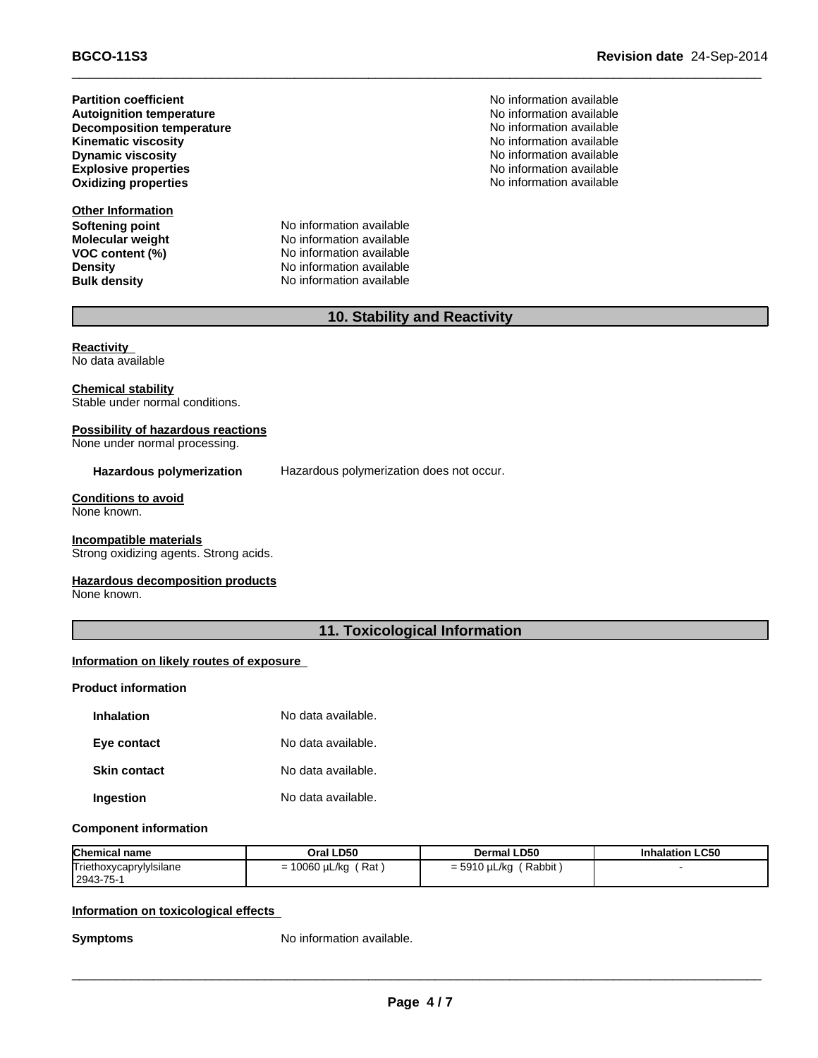| | |
|---|---|
| **Partition coefficient** | No information available |
| **Autoignition temperature** | No information available |
| **Decomposition temperature** | No information available |
| **Kinematic viscosity** | No information available |
| **Dynamic viscosity** | No information available |
| **Explosive properties** | No information available |
| **Oxidizing properties** | No information available |

**Other Information**

| | |
|---|---|
| **Softening point** | No information available |
| **Molecular weight** | No information available |
| **VOC content (%)** | No information available |
| **Density** | No information available |
| **Bulk density** | No information available |

## 10. Stability and Reactivity

**Reactivity**
No data available

**Chemical stability**
Stable under normal conditions.

**Possibility of hazardous reactions**
None under normal processing.

**Hazardous polymerization** Hazardous polymerization does not occur.

**Conditions to avoid**
None known.

**Incompatible materials**
Strong oxidizing agents. Strong acids.

**Hazardous decomposition products**
None known.

## 11. Toxicological Information

**Information on likely routes of exposure**

**Product information**

| | |
|---|---|
| **Inhalation** | No data available. |
| **Eye contact** | No data available. |
| **Skin contact** | No data available. |
| **Ingestion** | No data available. |

**Component information**

| Chemical name | Oral LD50 | Dermal LD50 | Inhalation LC50 |
|---|---|---|---|
| Triethoxycaprylylsilane 2943-75-1 | = 10060 µL/kg ( Rat ) | = 5910 µL/kg ( Rabbit ) | - |

**Information on toxicological effects**

**Symptoms** No information available.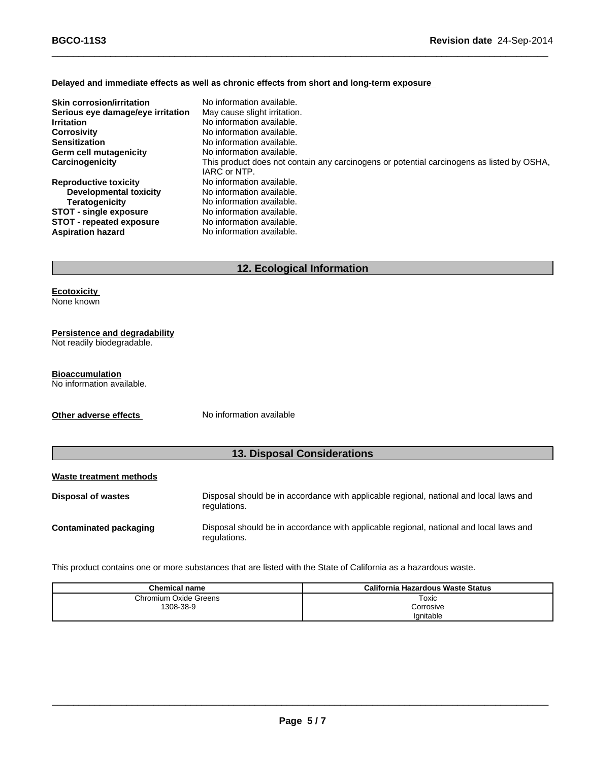**Delayed and immediate effects as well as chronic effects from short and long-term exposure**

| | |
|---|---|
| **Skin corrosion/irritation** | No information available. |
| **Serious eye damage/eye irritation** | May cause slight irritation. |
| **Irritation** | No information available. |
| **Corrosivity** | No information available. |
| **Sensitization** | No information available. |
| **Germ cell mutagenicity** | No information available. |
| **Carcinogenicity** | This product does not contain any carcinogens or potential carcinogens as listed by OSHA, IARC or NTP. |
| **Reproductive toxicity** | No information available. |
| **Developmental toxicity** | No information available. |
| **Teratogenicity** | No information available. |
| **STOT - single exposure** | No information available. |
| **STOT - repeated exposure** | No information available. |
| **Aspiration hazard** | No information available. |

## 12. Ecological Information

**Ecotoxicity**
None known

**Persistence and degradability**
Not readily biodegradable.

**Bioaccumulation**
No information available.

**Other adverse effects** No information available

## 13. Disposal Considerations

**Waste treatment methods**

**Disposal of wastes** Disposal should be in accordance with applicable regional, national and local laws and regulations.

**Contaminated packaging** Disposal should be in accordance with applicable regional, national and local laws and regulations.

This product contains one or more substances that are listed with the State of California as a hazardous waste.

| Chemical name | California Hazardous Waste Status |
|---|---|
| Chromium Oxide Greens<br>1308-38-9 | Toxic<br>Corrosive<br>Ignitable |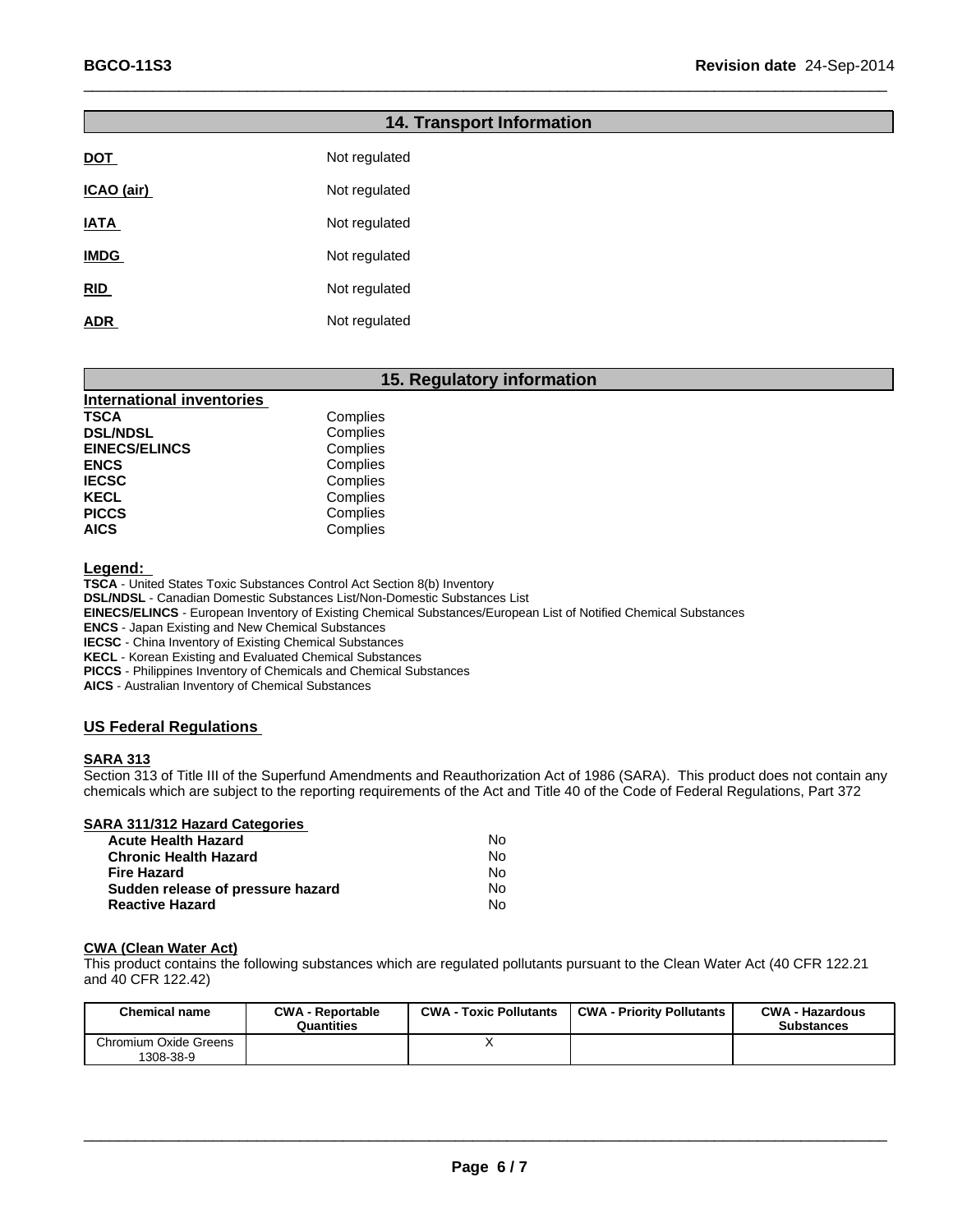## 14. Transport Information

**DOT** Not regulated

**ICAO (air)** Not regulated

**IATA** Not regulated

**IMDG** Not regulated

**RID** Not regulated

**ADR** Not regulated

## 15. Regulatory information

**International inventories**

| | |
|---|---|
| **TSCA** | Complies |
| **DSL/NDSL** | Complies |
| **EINECS/ELINCS** | Complies |
| **ENCS** | Complies |
| **IECSC** | Complies |
| **KECL** | Complies |
| **PICCS** | Complies |
| **AICS** | Complies |

**Legend:**

**TSCA** - United States Toxic Substances Control Act Section 8(b) Inventory
**DSL/NDSL** - Canadian Domestic Substances List/Non-Domestic Substances List
**EINECS/ELINCS** - European Inventory of Existing Chemical Substances/European List of Notified Chemical Substances
**ENCS** - Japan Existing and New Chemical Substances
**IECSC** - China Inventory of Existing Chemical Substances
**KECL** - Korean Existing and Evaluated Chemical Substances
**PICCS** - Philippines Inventory of Chemicals and Chemical Substances
**AICS** - Australian Inventory of Chemical Substances

### US Federal Regulations

**SARA 313**

Section 313 of Title III of the Superfund Amendments and Reauthorization Act of 1986 (SARA). This product does not contain any chemicals which are subject to the reporting requirements of the Act and Title 40 of the Code of Federal Regulations, Part 372

**SARA 311/312 Hazard Categories**

| | |
|---|---|
| **Acute Health Hazard** | No |
| **Chronic Health Hazard** | No |
| **Fire Hazard** | No |
| **Sudden release of pressure hazard** | No |
| **Reactive Hazard** | No |

**CWA (Clean Water Act)**

This product contains the following substances which are regulated pollutants pursuant to the Clean Water Act (40 CFR 122.21 and 40 CFR 122.42)

| Chemical name | CWA - Reportable Quantities | CWA - Toxic Pollutants | CWA - Priority Pollutants | CWA - Hazardous Substances |
|---|---|---|---|---|
| Chromium Oxide Greens 1308-38-9 | | X | | |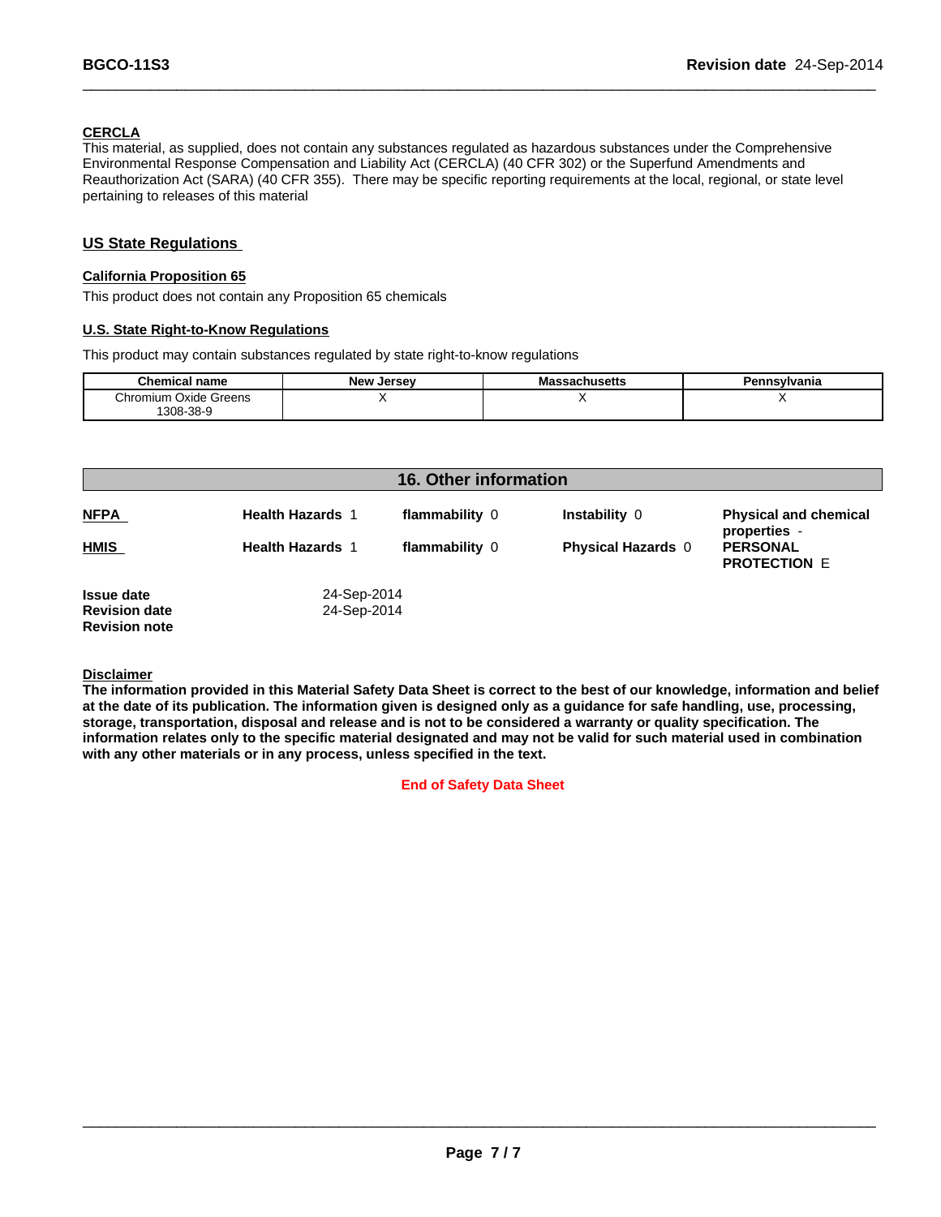**CERCLA**

This material, as supplied, does not contain any substances regulated as hazardous substances under the Comprehensive Environmental Response Compensation and Liability Act (CERCLA) (40 CFR 302) or the Superfund Amendments and Reauthorization Act (SARA) (40 CFR 355). There may be specific reporting requirements at the local, regional, or state level pertaining to releases of this material

**US State Regulations**

**California Proposition 65**

This product does not contain any Proposition 65 chemicals

**U.S. State Right-to-Know Regulations**

This product may contain substances regulated by state right-to-know regulations

| Chemical name | New Jersey | Massachusetts | Pennsylvania |
|---|---|---|---|
| Chromium Oxide Greens 1308-38-9 | X | X | X |

## 16. Other information

| | | | | |
|---|---|---|---|---|
| **NFPA** | **Health Hazards** 1 | **flammability** 0 | **Instability** 0 | **Physical and chemical properties** - |
| **HMIS** | **Health Hazards** 1 | **flammability** 0 | **Physical Hazards** 0 | **PERSONAL PROTECTION** E |

**Issue date** 24-Sep-2014
**Revision date** 24-Sep-2014
**Revision note**

**Disclaimer**

**The information provided in this Material Safety Data Sheet is correct to the best of our knowledge, information and belief at the date of its publication. The information given is designed only as a guidance for safe handling, use, processing, storage, transportation, disposal and release and is not to be considered a warranty or quality specification. The information relates only to the specific material designated and may not be valid for such material used in combination with any other materials or in any process, unless specified in the text.**

**End of Safety Data Sheet**